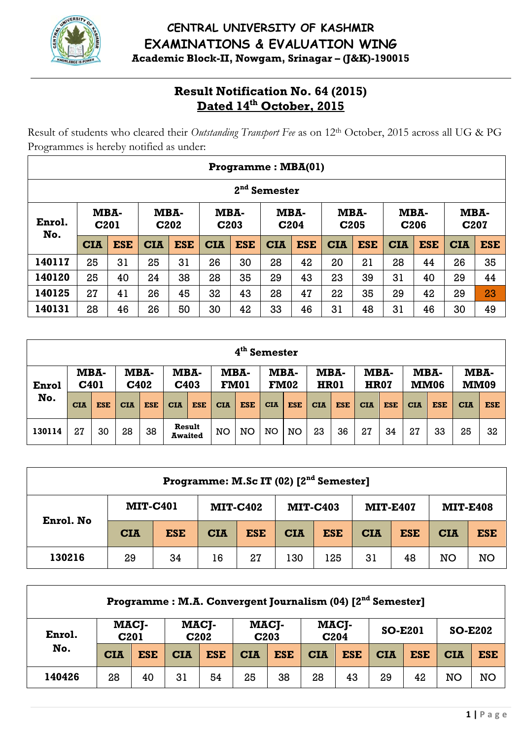# CENTRAL UNIVERSITY OF KASHMIR
## EXAMINATIONS & EVALUATION WING
**Academic Block-II, Nowgam, Srinagar – (J&K)-190015**

## Result Notification No. 64 (2015)
## Dated 14th October, 2015

Result of students who cleared their *Outstanding Transport Fee* as on 12th October, 2015 across all UG & PG Programmes is hereby notified as under:

**Programme : MBA(01)**

**2nd Semester**

| Enrol. No. | MBA-C201 | | MBA-C202 | | MBA-C203 | | MBA-C204 | | MBA-C205 | | MBA-C206 | | MBA-C207 | |
|---|---|---|---|---|---|---|---|---|---|---|---|---|---|---|
| | CIA | ESE | CIA | ESE | CIA | ESE | CIA | ESE | CIA | ESE | CIA | ESE | CIA | ESE |
| 140117 | 25 | 31 | 25 | 31 | 26 | 30 | 28 | 42 | 20 | 21 | 28 | 44 | 26 | 35 |
| 140120 | 25 | 40 | 24 | 38 | 28 | 35 | 29 | 43 | 23 | 39 | 31 | 40 | 29 | 44 |
| 140125 | 27 | 41 | 26 | 45 | 32 | 43 | 28 | 47 | 22 | 35 | 29 | 42 | 29 | 23 |
| 140131 | 28 | 46 | 26 | 50 | 30 | 42 | 33 | 46 | 31 | 48 | 31 | 46 | 30 | 49 |

**4th Semester**

| Enrol No. | MBA-C401 | | MBA-C402 | | MBA-C403 | | MBA-FM01 | | MBA-FM02 | | MBA-HR01 | | MBA-HR07 | | MBA-MM06 | | MBA-MM09 | |
|---|---|---|---|---|---|---|---|---|---|---|---|---|---|---|---|---|---|---|
| | CIA | ESE | CIA | ESE | CIA | ESE | CIA | ESE | CIA | ESE | CIA | ESE | CIA | ESE | CIA | ESE | CIA | ESE |
| 130114 | 27 | 30 | 28 | 38 | Result Awaited | | NO | NO | NO | NO | 23 | 36 | 27 | 34 | 27 | 33 | 25 | 32 |

**Programme: M.Sc IT (02) [2nd Semester]**

| Enrol. No | MIT-C401 | | MIT-C402 | | MIT-C403 | | MIT-E407 | | MIT-E408 | |
|---|---|---|---|---|---|---|---|---|---|---|
| | CIA | ESE | CIA | ESE | CIA | ESE | CIA | ESE | CIA | ESE |
| 130216 | 29 | 34 | 16 | 27 | 130 | 125 | 31 | 48 | NO | NO |

**Programme : M.A. Convergent Journalism (04) [2nd Semester]**

| Enrol. No. | MACJ-C201 | | MACJ-C202 | | MACJ-C203 | | MACJ-C204 | | SO-E201 | | SO-E202 | |
|---|---|---|---|---|---|---|---|---|---|---|---|---|
| | CIA | ESE | CIA | ESE | CIA | ESE | CIA | ESE | CIA | ESE | CIA | ESE |
| 140426 | 28 | 40 | 31 | 54 | 25 | 38 | 28 | 43 | 29 | 42 | NO | NO |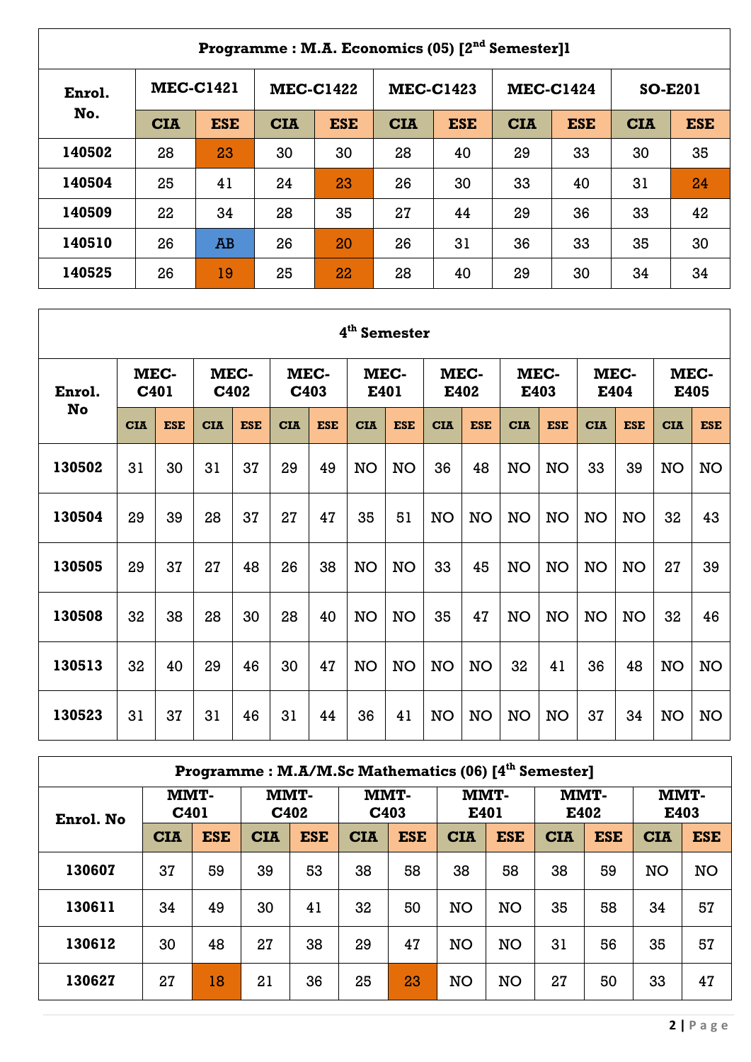| **Programme : M.A. Economics (05) [2nd Semester]1** | | | | | | | | | | |
|---|---|---|---|---|---|---|---|---|---|---|
| **Enrol. No.** | **MEC-C1421** | | **MEC-C1422** | | **MEC-C1423** | | **MEC-C1424** | | **SO-E201** | |
| | **CIA** | **ESE** | **CIA** | **ESE** | **CIA** | **ESE** | **CIA** | **ESE** | **CIA** | **ESE** |
| **140502** | 28 | 23 | 30 | 30 | 28 | 40 | 29 | 33 | 30 | 35 |
| **140504** | 25 | 41 | 24 | 23 | 26 | 30 | 33 | 40 | 31 | 24 |
| **140509** | 22 | 34 | 28 | 35 | 27 | 44 | 29 | 36 | 33 | 42 |
| **140510** | 26 | AB | 26 | 20 | 26 | 31 | 36 | 33 | 35 | 30 |
| **140525** | 26 | 19 | 25 | 22 | 28 | 40 | 29 | 30 | 34 | 34 |

| **4th Semester** | | | | | | | | | | | | | | | | |
|---|---|---|---|---|---|---|---|---|---|---|---|---|---|---|---|---|
| **Enrol. No** | **MEC-C401** | | **MEC-C402** | | **MEC-C403** | | **MEC-E401** | | **MEC-E402** | | **MEC-E403** | | **MEC-E404** | | **MEC-E405** | |
| | **CIA** | **ESE** | **CIA** | **ESE** | **CIA** | **ESE** | **CIA** | **ESE** | **CIA** | **ESE** | **CIA** | **ESE** | **CIA** | **ESE** | **CIA** | **ESE** |
| **130502** | 31 | 30 | 31 | 37 | 29 | 49 | NO | NO | 36 | 48 | NO | NO | 33 | 39 | NO | NO |
| **130504** | 29 | 39 | 28 | 37 | 27 | 47 | 35 | 51 | NO | NO | NO | NO | NO | NO | 32 | 43 |
| **130505** | 29 | 37 | 27 | 48 | 26 | 38 | NO | NO | 33 | 45 | NO | NO | NO | NO | 27 | 39 |
| **130508** | 32 | 38 | 28 | 30 | 28 | 40 | NO | NO | 35 | 47 | NO | NO | NO | NO | 32 | 46 |
| **130513** | 32 | 40 | 29 | 46 | 30 | 47 | NO | NO | NO | NO | 32 | 41 | 36 | 48 | NO | NO |
| **130523** | 31 | 37 | 31 | 46 | 31 | 44 | 36 | 41 | NO | NO | NO | NO | 37 | 34 | NO | NO |

| **Programme : M.A/M.Sc Mathematics (06) [4th Semester]** | | | | | | | | | | | | |
|---|---|---|---|---|---|---|---|---|---|---|---|---|
| **Enrol. No** | **MMT-C401** | | **MMT-C402** | | **MMT-C403** | | **MMT-E401** | | **MMT-E402** | | **MMT-E403** | |
| | **CIA** | **ESE** | **CIA** | **ESE** | **CIA** | **ESE** | **CIA** | **ESE** | **CIA** | **ESE** | **CIA** | **ESE** |
| **130607** | 37 | 59 | 39 | 53 | 38 | 58 | 38 | 58 | 38 | 59 | NO | NO |
| **130611** | 34 | 49 | 30 | 41 | 32 | 50 | NO | NO | 35 | 58 | 34 | 57 |
| **130612** | 30 | 48 | 27 | 38 | 29 | 47 | NO | NO | 31 | 56 | 35 | 57 |
| **130627** | 27 | 18 | 21 | 36 | 25 | 23 | NO | NO | 27 | 50 | 33 | 47 |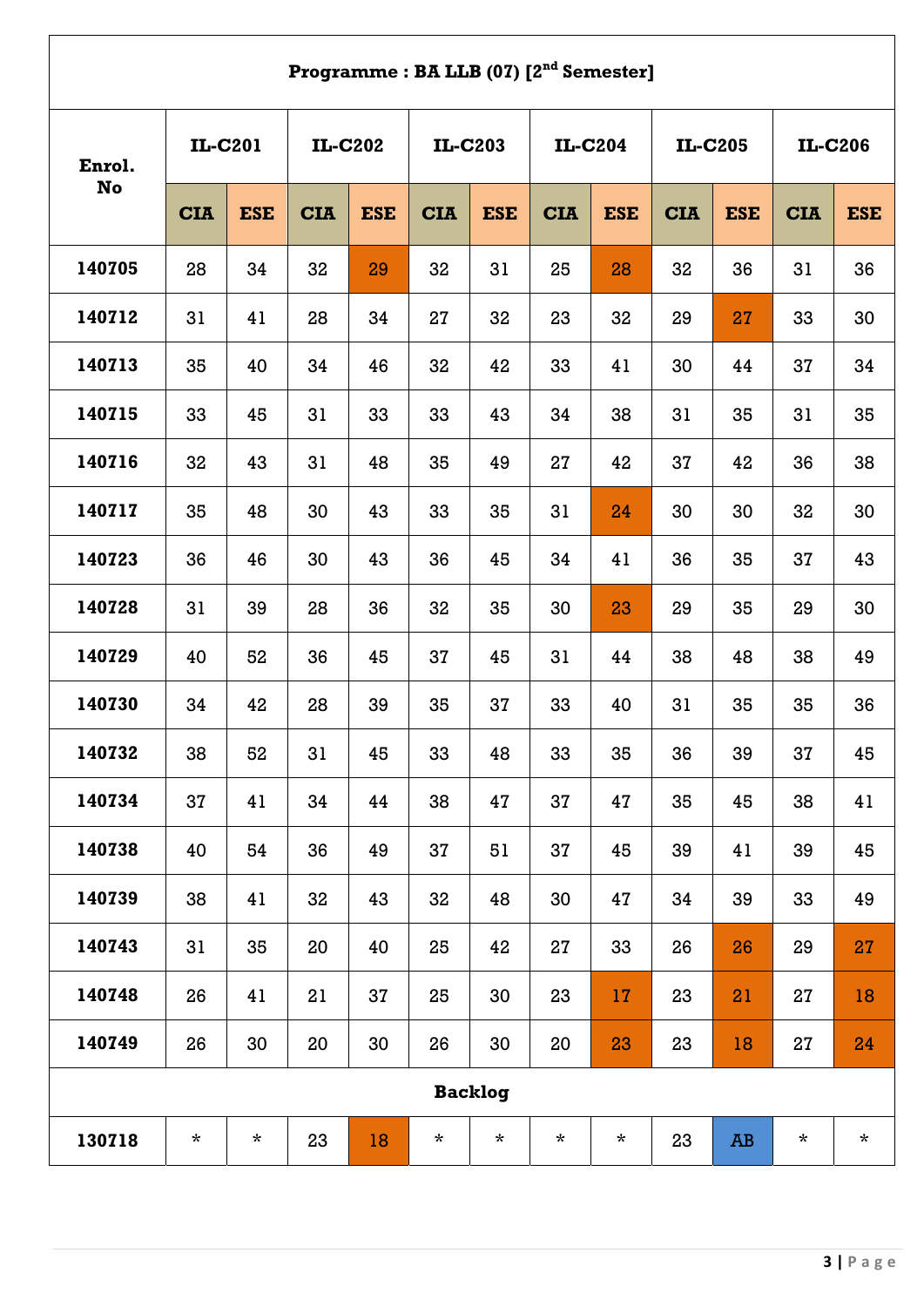| Programme : BA LLB (07) [2nd Semester] | | | | | | | | | | | | |
|---|---|---|---|---|---|---|---|---|---|---|---|---|
| Enrol. No | IL-C201 | | IL-C202 | | IL-C203 | | IL-C204 | | IL-C205 | | IL-C206 | |
| | CIA | ESE | CIA | ESE | CIA | ESE | CIA | ESE | CIA | ESE | CIA | ESE |
| 140705 | 28 | 34 | 32 | 29 | 32 | 31 | 25 | 28 | 32 | 36 | 31 | 36 |
| 140712 | 31 | 41 | 28 | 34 | 27 | 32 | 23 | 32 | 29 | 27 | 33 | 30 |
| 140713 | 35 | 40 | 34 | 46 | 32 | 42 | 33 | 41 | 30 | 44 | 37 | 34 |
| 140715 | 33 | 45 | 31 | 33 | 33 | 43 | 34 | 38 | 31 | 35 | 31 | 35 |
| 140716 | 32 | 43 | 31 | 48 | 35 | 49 | 27 | 42 | 37 | 42 | 36 | 38 |
| 140717 | 35 | 48 | 30 | 43 | 33 | 35 | 31 | 24 | 30 | 30 | 32 | 30 |
| 140723 | 36 | 46 | 30 | 43 | 36 | 45 | 34 | 41 | 36 | 35 | 37 | 43 |
| 140728 | 31 | 39 | 28 | 36 | 32 | 35 | 30 | 23 | 29 | 35 | 29 | 30 |
| 140729 | 40 | 52 | 36 | 45 | 37 | 45 | 31 | 44 | 38 | 48 | 38 | 49 |
| 140730 | 34 | 42 | 28 | 39 | 35 | 37 | 33 | 40 | 31 | 35 | 35 | 36 |
| 140732 | 38 | 52 | 31 | 45 | 33 | 48 | 33 | 35 | 36 | 39 | 37 | 45 |
| 140734 | 37 | 41 | 34 | 44 | 38 | 47 | 37 | 47 | 35 | 45 | 38 | 41 |
| 140738 | 40 | 54 | 36 | 49 | 37 | 51 | 37 | 45 | 39 | 41 | 39 | 45 |
| 140739 | 38 | 41 | 32 | 43 | 32 | 48 | 30 | 47 | 34 | 39 | 33 | 49 |
| 140743 | 31 | 35 | 20 | 40 | 25 | 42 | 27 | 33 | 26 | 26 | 29 | 27 |
| 140748 | 26 | 41 | 21 | 37 | 25 | 30 | 23 | 17 | 23 | 21 | 27 | 18 |
| 140749 | 26 | 30 | 20 | 30 | 26 | 30 | 20 | 23 | 23 | 18 | 27 | 24 |
| **Backlog** | | | | | | | | | | | | |
| 130718 | * | * | 23 | 18 | * | * | * | * | 23 | AB | * | * |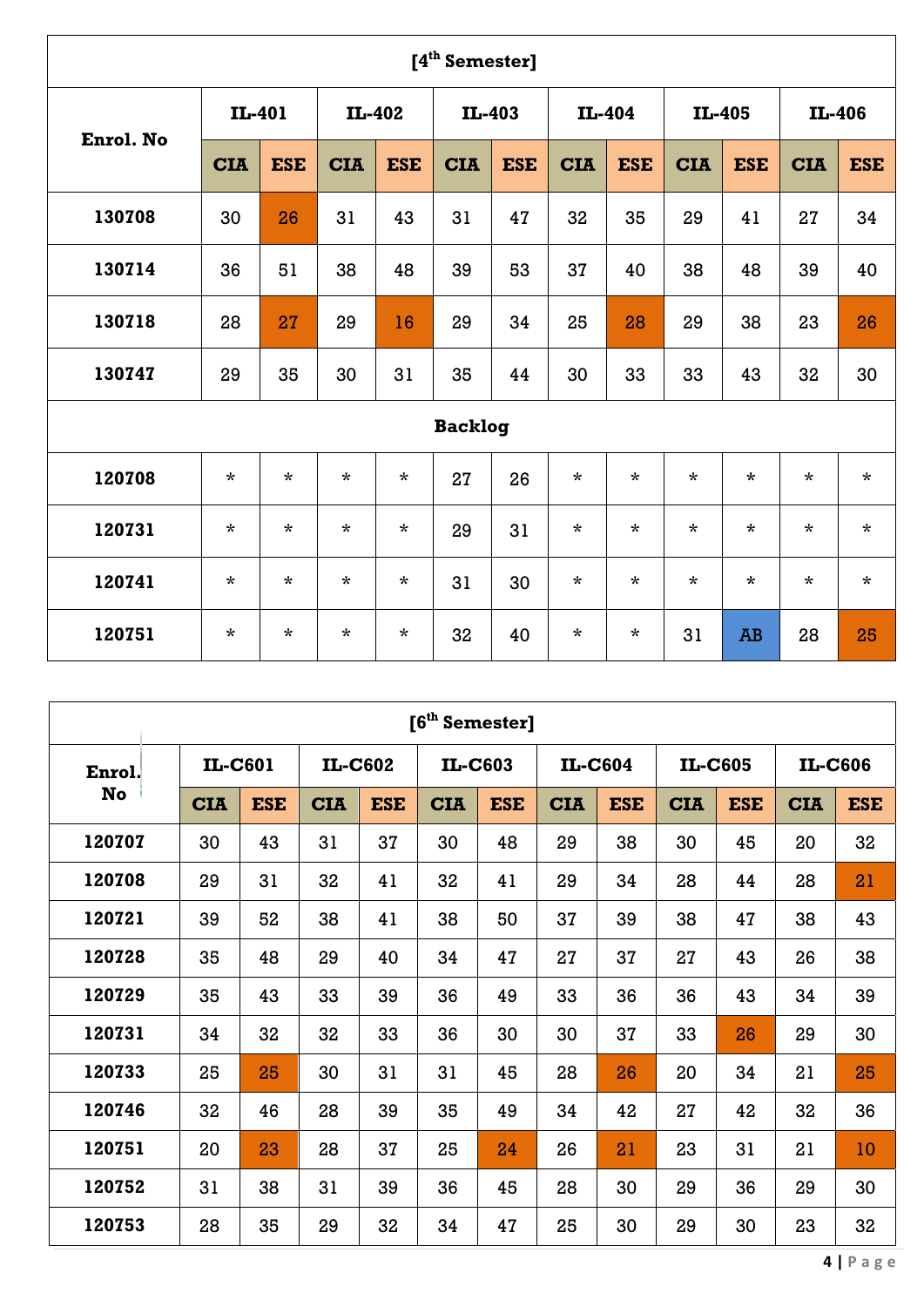| [4th Semester] | | | | | | | | | | | | |
|---|---|---|---|---|---|---|---|---|---|---|---|---|
| Enrol. No | IL-401 | | IL-402 | | IL-403 | | IL-404 | | IL-405 | | IL-406 | |
| | CIA | ESE | CIA | ESE | CIA | ESE | CIA | ESE | CIA | ESE | CIA | ESE |
| 130708 | 30 | 26 | 31 | 43 | 31 | 47 | 32 | 35 | 29 | 41 | 27 | 34 |
| 130714 | 36 | 51 | 38 | 48 | 39 | 53 | 37 | 40 | 38 | 48 | 39 | 40 |
| 130718 | 28 | 27 | 29 | 16 | 29 | 34 | 25 | 28 | 29 | 38 | 23 | 26 |
| 130747 | 29 | 35 | 30 | 31 | 35 | 44 | 30 | 33 | 33 | 43 | 32 | 30 |
| Backlog | | | | | | | | | | | | |
| 120708 | * | * | * | * | 27 | 26 | * | * | * | * | * | * |
| 120731 | * | * | * | * | 29 | 31 | * | * | * | * | * | * |
| 120741 | * | * | * | * | 31 | 30 | * | * | * | * | * | * |
| 120751 | * | * | * | * | 32 | 40 | * | * | 31 | AB | 28 | 25 |

| [6th Semester] | | | | | | | | | | | | |
|---|---|---|---|---|---|---|---|---|---|---|---|---|
| Enrol. No | IL-C601 | | IL-C602 | | IL-C603 | | IL-C604 | | IL-C605 | | IL-C606 | |
| | CIA | ESE | CIA | ESE | CIA | ESE | CIA | ESE | CIA | ESE | CIA | ESE |
| 120707 | 30 | 43 | 31 | 37 | 30 | 48 | 29 | 38 | 30 | 45 | 20 | 32 |
| 120708 | 29 | 31 | 32 | 41 | 32 | 41 | 29 | 34 | 28 | 44 | 28 | 21 |
| 120721 | 39 | 52 | 38 | 41 | 38 | 50 | 37 | 39 | 38 | 47 | 38 | 43 |
| 120728 | 35 | 48 | 29 | 40 | 34 | 47 | 27 | 37 | 27 | 43 | 26 | 38 |
| 120729 | 35 | 43 | 33 | 39 | 36 | 49 | 33 | 36 | 36 | 43 | 34 | 39 |
| 120731 | 34 | 32 | 32 | 33 | 36 | 30 | 30 | 37 | 33 | 26 | 29 | 30 |
| 120733 | 25 | 25 | 30 | 31 | 31 | 45 | 28 | 26 | 20 | 34 | 21 | 25 |
| 120746 | 32 | 46 | 28 | 39 | 35 | 49 | 34 | 42 | 27 | 42 | 32 | 36 |
| 120751 | 20 | 23 | 28 | 37 | 25 | 24 | 26 | 21 | 23 | 31 | 21 | 10 |
| 120752 | 31 | 38 | 31 | 39 | 36 | 45 | 28 | 30 | 29 | 36 | 29 | 30 |
| 120753 | 28 | 35 | 29 | 32 | 34 | 47 | 25 | 30 | 29 | 30 | 23 | 32 |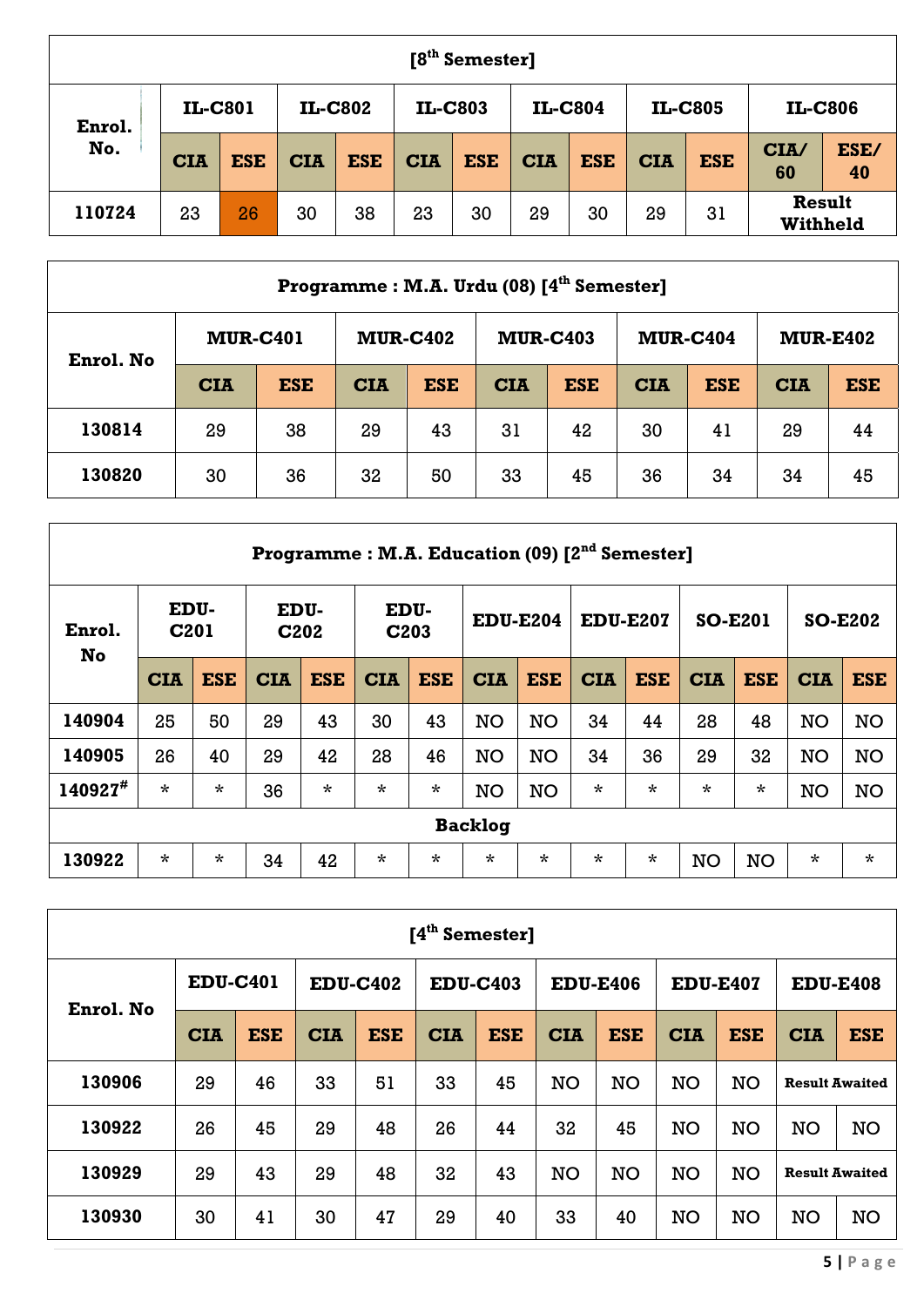| [8th Semester] | | | | | | | | | | | | |
|---|---|---|---|---|---|---|---|---|---|---|---|---|
| **Enrol. No.** | **IL-C801** | | **IL-C802** | | **IL-C803** | | **IL-C804** | | **IL-C805** | | **IL-C806** | |
| | **CIA** | **ESE** | **CIA** | **ESE** | **CIA** | **ESE** | **CIA** | **ESE** | **CIA** | **ESE** | **CIA/ 60** | **ESE/ 40** |
| **110724** | 23 | 26 | 30 | 38 | 23 | 30 | 29 | 30 | 29 | 31 | **Result Withheld** | |

| Programme : M.A. Urdu (08) [4th Semester] | | | | | | | | | | |
|---|---|---|---|---|---|---|---|---|---|---|
| **Enrol. No** | **MUR-C401** | | **MUR-C402** | | **MUR-C403** | | **MUR-C404** | | **MUR-E402** | |
| | **CIA** | **ESE** | **CIA** | **ESE** | **CIA** | **ESE** | **CIA** | **ESE** | **CIA** | **ESE** |
| **130814** | 29 | 38 | 29 | 43 | 31 | 42 | 30 | 41 | 29 | 44 |
| **130820** | 30 | 36 | 32 | 50 | 33 | 45 | 36 | 34 | 34 | 45 |

| Programme : M.A. Education (09) [2nd Semester] | | | | | | | | | | | | | | |
|---|---|---|---|---|---|---|---|---|---|---|---|---|---|---|
| **Enrol. No** | **EDU-C201** | | **EDU-C202** | | **EDU-C203** | | **EDU-E204** | | **EDU-E207** | | **SO-E201** | | **SO-E202** | |
| | **CIA** | **ESE** | **CIA** | **ESE** | **CIA** | **ESE** | **CIA** | **ESE** | **CIA** | **ESE** | **CIA** | **ESE** | **CIA** | **ESE** |
| **140904** | 25 | 50 | 29 | 43 | 30 | 43 | NO | NO | 34 | 44 | 28 | 48 | NO | NO |
| **140905** | 26 | 40 | 29 | 42 | 28 | 46 | NO | NO | 34 | 36 | 29 | 32 | NO | NO |
| **140927#** | * | * | 36 | * | * | * | NO | NO | * | * | * | * | NO | NO |
| **Backlog** | | | | | | | | | | | | | | |
| **130922** | * | * | 34 | 42 | * | * | * | * | * | * | NO | NO | * | * |

| [4th Semester] | | | | | | | | | | | | |
|---|---|---|---|---|---|---|---|---|---|---|---|---|
| **Enrol. No** | **EDU-C401** | | **EDU-C402** | | **EDU-C403** | | **EDU-E406** | | **EDU-E407** | | **EDU-E408** | |
| | **CIA** | **ESE** | **CIA** | **ESE** | **CIA** | **ESE** | **CIA** | **ESE** | **CIA** | **ESE** | **CIA** | **ESE** |
| **130906** | 29 | 46 | 33 | 51 | 33 | 45 | NO | NO | NO | NO | **Result Awaited** | |
| **130922** | 26 | 45 | 29 | 48 | 26 | 44 | 32 | 45 | NO | NO | NO | NO |
| **130929** | 29 | 43 | 29 | 48 | 32 | 43 | NO | NO | NO | NO | **Result Awaited** | |
| **130930** | 30 | 41 | 30 | 47 | 29 | 40 | 33 | 40 | NO | NO | NO | NO |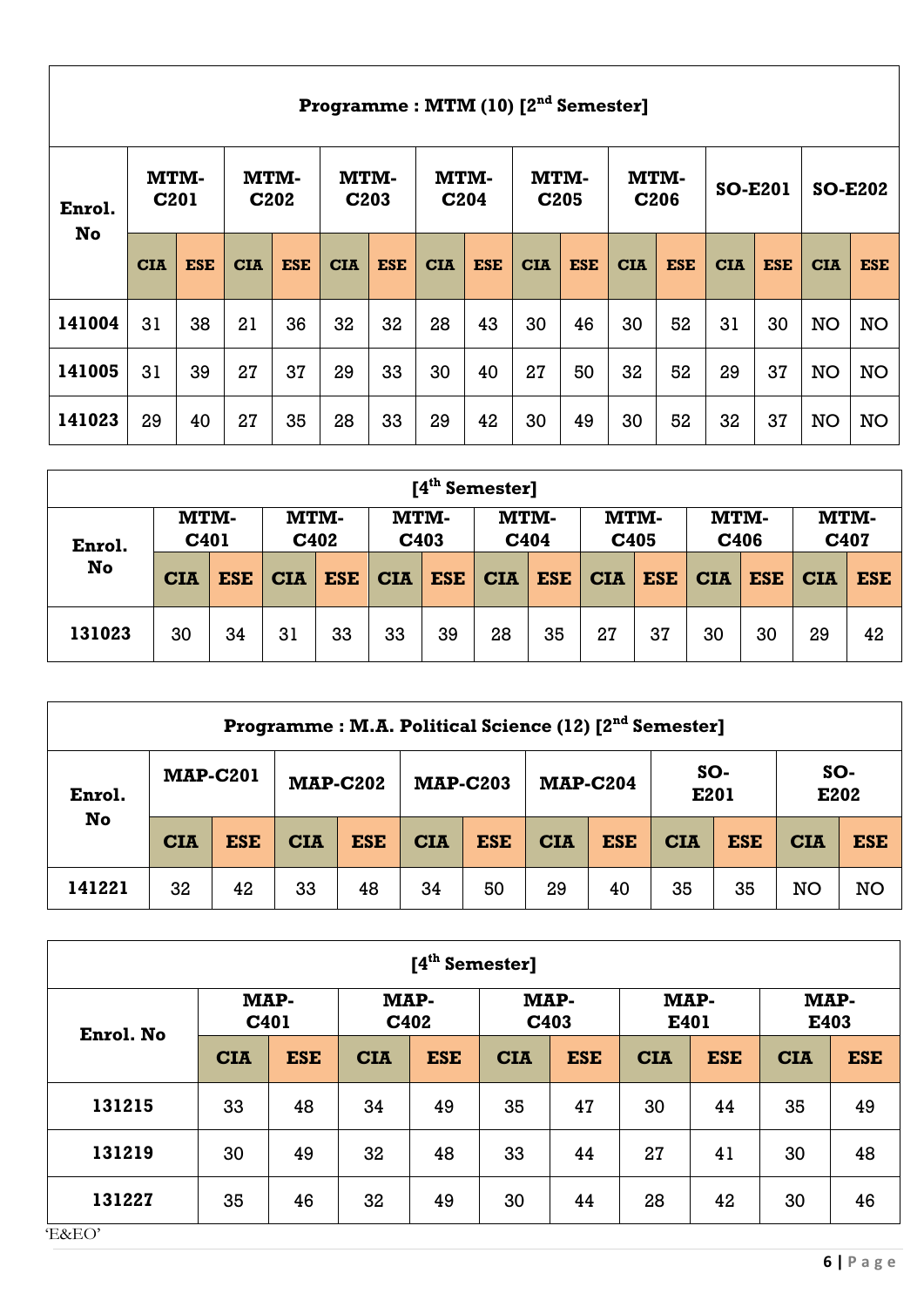| Programme : MTM (10) [2nd Semester] | | | | | | | | | | | | | | | | |
|---|---|---|---|---|---|---|---|---|---|---|---|---|---|---|---|---|
| Enrol. No | MTM-C201 | | MTM-C202 | | MTM-C203 | | MTM-C204 | | MTM-C205 | | MTM-C206 | | SO-E201 | | SO-E202 | |
| | CIA | ESE | CIA | ESE | CIA | ESE | CIA | ESE | CIA | ESE | CIA | ESE | CIA | ESE | CIA | ESE |
| 141004 | 31 | 38 | 21 | 36 | 32 | 32 | 28 | 43 | 30 | 46 | 30 | 52 | 31 | 30 | NO | NO |
| 141005 | 31 | 39 | 27 | 37 | 29 | 33 | 30 | 40 | 27 | 50 | 32 | 52 | 29 | 37 | NO | NO |
| 141023 | 29 | 40 | 27 | 35 | 28 | 33 | 29 | 42 | 30 | 49 | 30 | 52 | 32 | 37 | NO | NO |

| [4th Semester] | | | | | | | | | | | | | | |
|---|---|---|---|---|---|---|---|---|---|---|---|---|---|---|
| Enrol. No | MTM-C401 | | MTM-C402 | | MTM-C403 | | MTM-C404 | | MTM-C405 | | MTM-C406 | | MTM-C407 | |
| | CIA | ESE | CIA | ESE | CIA | ESE | CIA | ESE | CIA | ESE | CIA | ESE | CIA | ESE |
| 131023 | 30 | 34 | 31 | 33 | 33 | 39 | 28 | 35 | 27 | 37 | 30 | 30 | 29 | 42 |

| Programme : M.A. Political Science (12) [2nd Semester] | | | | | | | | | | | | |
|---|---|---|---|---|---|---|---|---|---|---|---|---|
| Enrol. No | MAP-C201 | | MAP-C202 | | MAP-C203 | | MAP-C204 | | SO-E201 | | SO-E202 | |
| | CIA | ESE | CIA | ESE | CIA | ESE | CIA | ESE | CIA | ESE | CIA | ESE |
| 141221 | 32 | 42 | 33 | 48 | 34 | 50 | 29 | 40 | 35 | 35 | NO | NO |

| [4th Semester] | | | | | | | | | | |
|---|---|---|---|---|---|---|---|---|---|---|
| Enrol. No | MAP-C401 | | MAP-C402 | | MAP-C403 | | MAP-E401 | | MAP-E403 | |
| | CIA | ESE | CIA | ESE | CIA | ESE | CIA | ESE | CIA | ESE |
| 131215 | 33 | 48 | 34 | 49 | 35 | 47 | 30 | 44 | 35 | 49 |
| 131219 | 30 | 49 | 32 | 48 | 33 | 44 | 27 | 41 | 30 | 48 |
| 131227 | 35 | 46 | 32 | 49 | 30 | 44 | 28 | 42 | 30 | 46 |

'E&EO'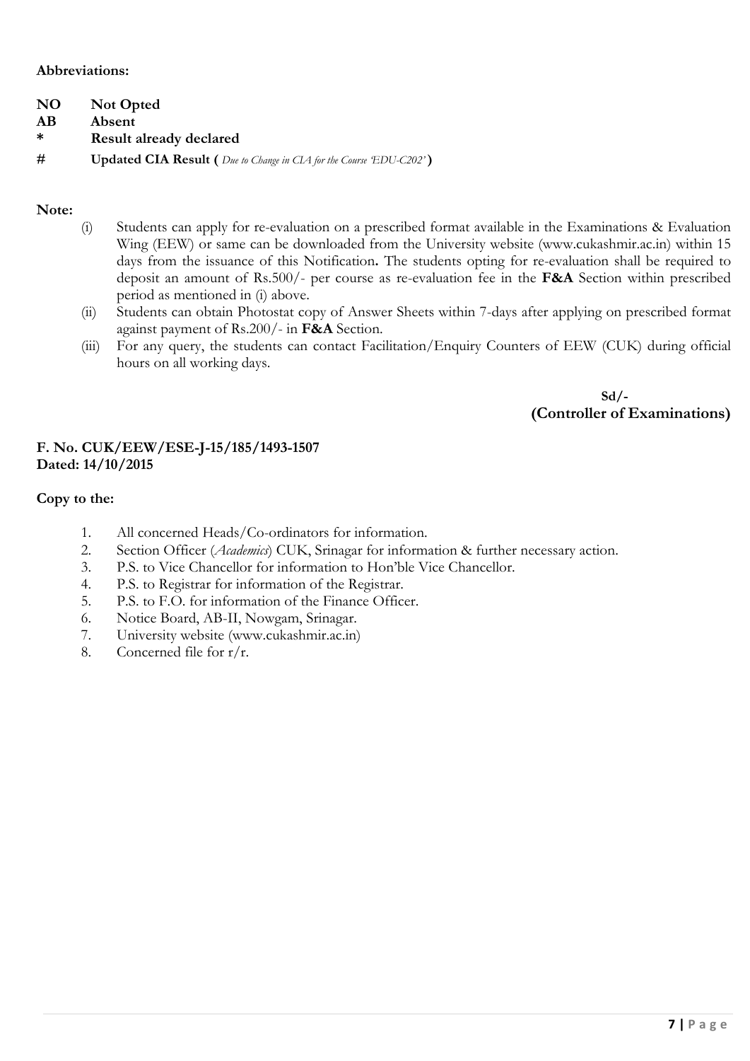**Abbreviations:**

| | |
|---|---|
| **NO** | **Not Opted** |
| **AB** | **Absent** |
| **\*** | **Result already declared** |
| **#** | **Updated CIA Result (** *Due to Change in CIA for the Course 'EDU-C202'* **)** |

**Note:**

(i) Students can apply for re-evaluation on a prescribed format available in the Examinations & Evaluation Wing (EEW) or same can be downloaded from the University website (www.cukashmir.ac.in) within 15 days from the issuance of this Notification**.** The students opting for re-evaluation shall be required to deposit an amount of Rs.500/- per course as re-evaluation fee in the **F&A** Section within prescribed period as mentioned in (i) above.

(ii) Students can obtain Photostat copy of Answer Sheets within 7-days after applying on prescribed format against payment of Rs.200/- in **F&A** Section.

(iii) For any query, the students can contact Facilitation/Enquiry Counters of EEW (CUK) during official hours on all working days.

**Sd/-**
**(Controller of Examinations)**

**F. No. CUK/EEW/ESE-J-15/185/1493-1507**
**Dated: 14/10/2015**

**Copy to the:**

1. All concerned Heads/Co-ordinators for information.
2. Section Officer (*Academics*) CUK, Srinagar for information & further necessary action.
3. P.S. to Vice Chancellor for information to Hon'ble Vice Chancellor.
4. P.S. to Registrar for information of the Registrar.
5. P.S. to F.O. for information of the Finance Officer.
6. Notice Board, AB-II, Nowgam, Srinagar.
7. University website (www.cukashmir.ac.in)
8. Concerned file for r/r.